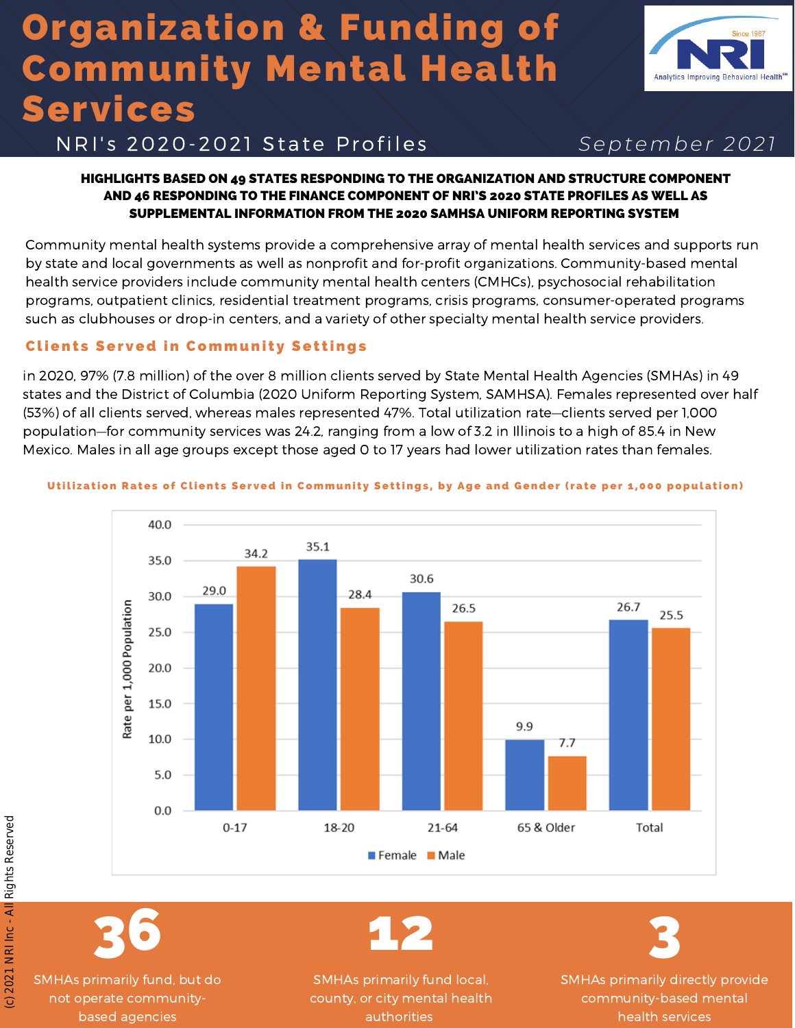# Organization & Funding of Community Mental Health Services

NRI's 2020-2021 State Profiles

September 2021

NRI Since 1987 Analytics Improving Behavioral Health℠

**HIGHLIGHTS BASED ON 49 STATES RESPONDING TO THE ORGANIZATION AND STRUCTURE COMPONENT AND 46 RESPONDING TO THE FINANCE COMPONENT OF NRI'S 2020 STATE PROFILES AS WELL AS SUPPLEMENTAL INFORMATION FROM THE 2020 SAMHSA UNIFORM REPORTING SYSTEM**

Community mental health systems provide a comprehensive array of mental health services and supports run by state and local governments as well as nonprofit and for-profit organizations. Community-based mental health service providers include community mental health centers (CMHCs), psychosocial rehabilitation programs, outpatient clinics, residential treatment programs, crisis programs, consumer-operated programs such as clubhouses or drop-in centers, and a variety of other specialty mental health service providers.

## Clients Served in Community Settings

in 2020, 97% (7.8 million) of the over 8 million clients served by State Mental Health Agencies (SMHAs) in 49 states and the District of Columbia (2020 Uniform Reporting System, SAMHSA). Females represented over half (53%) of all clients served, whereas males represented 47%. Total utilization rate—clients served per 1,000 population—for community services was 24.2, ranging from a low of 3.2 in Illinois to a high of 85.4 in New Mexico. Males in all age groups except those aged 0 to 17 years had lower utilization rates than females.

**Utilization Rates of Clients Served in Community Settings, by Age and Gender (rate per 1,000 population)**

Rate per 1,000 Population

40.0
35.0
30.0
25.0
20.0
15.0
10.0
5.0
0.0

0-17: 29.0, 34.2
18-20: 35.1, 28.4
21-64: 30.6, 26.5
65 & Older: 9.9, 7.7
Total: 26.7, 25.5

Female
Male

**36**

SMHAs primarily fund, but do not operate community-based agencies

**12**

SMHAs primarily fund local, county, or city mental health authorities

**3**

SMHAs primarily directly provide community-based mental health services

(c) 2021 NRI Inc - All Rights Reserved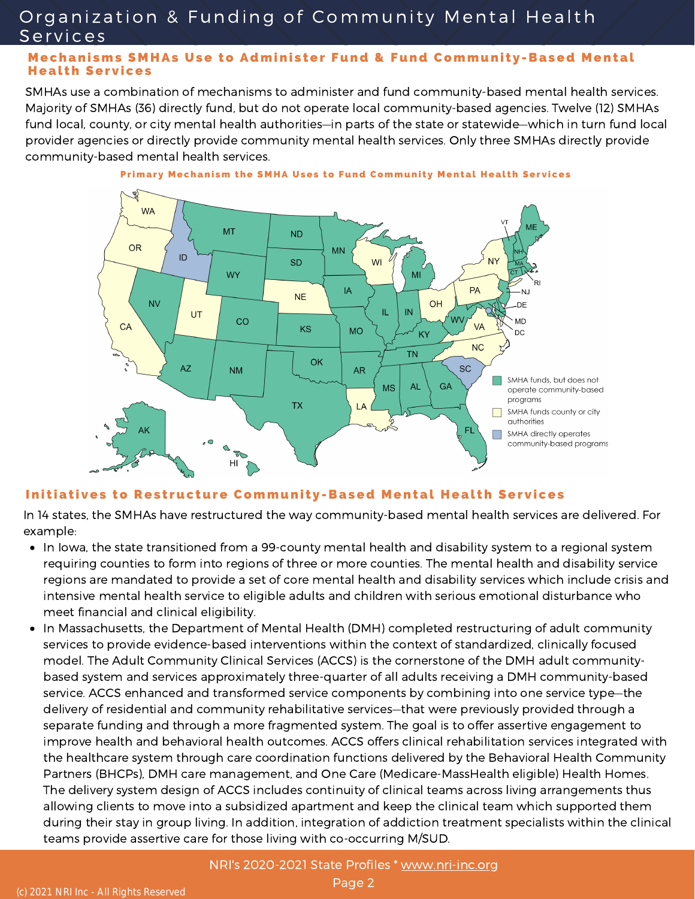# Organization & Funding of Community Mental Health Services

## Mechanisms SMHAs Use to Administer Fund & Fund Community-Based Mental Health Services

SMHAs use a combination of mechanisms to administer and fund community-based mental health services. Majority of SMHAs (36) directly fund, but do not operate local community-based agencies. Twelve (12) SMHAs fund local, county, or city mental health authorities—in parts of the state or statewide—which in turn fund local provider agencies or directly provide community mental health services. Only three SMHAs directly provide community-based mental health services.

### Primary Mechanism the SMHA Uses to Fund Community Mental Health Services

SMHA funds, but does not operate community-based programs

SMHA funds county or city authorities

SMHA directly operates community-based programs

## Initiatives to Restructure Community-Based Mental Health Services

In 14 states, the SMHAs have restructured the way community-based mental health services are delivered. For example:

- In Iowa, the state transitioned from a 99-county mental health and disability system to a regional system requiring counties to form into regions of three or more counties. The mental health and disability service regions are mandated to provide a set of core mental health and disability services which include crisis and intensive mental health service to eligible adults and children with serious emotional disturbance who meet financial and clinical eligibility.
- In Massachusetts, the Department of Mental Health (DMH) completed restructuring of adult community services to provide evidence-based interventions within the context of standardized, clinically focused model. The Adult Community Clinical Services (ACCS) is the cornerstone of the DMH adult community-based system and services approximately three-quarter of all adults receiving a DMH community-based service. ACCS enhanced and transformed service components by combining into one service type—the delivery of residential and community rehabilitative services—that were previously provided through a separate funding and through a more fragmented system. The goal is to offer assertive engagement to improve health and behavioral health outcomes. ACCS offers clinical rehabilitation services integrated with the healthcare system through care coordination functions delivered by the Behavioral Health Community Partners (BHCPs), DMH care management, and One Care (Medicare-MassHealth eligible) Health Homes. The delivery system design of ACCS includes continuity of clinical teams across living arrangements thus allowing clients to move into a subsidized apartment and keep the clinical team which supported them during their stay in group living. In addition, integration of addiction treatment specialists within the clinical teams provide assertive care for those living with co-occurring M/SUD.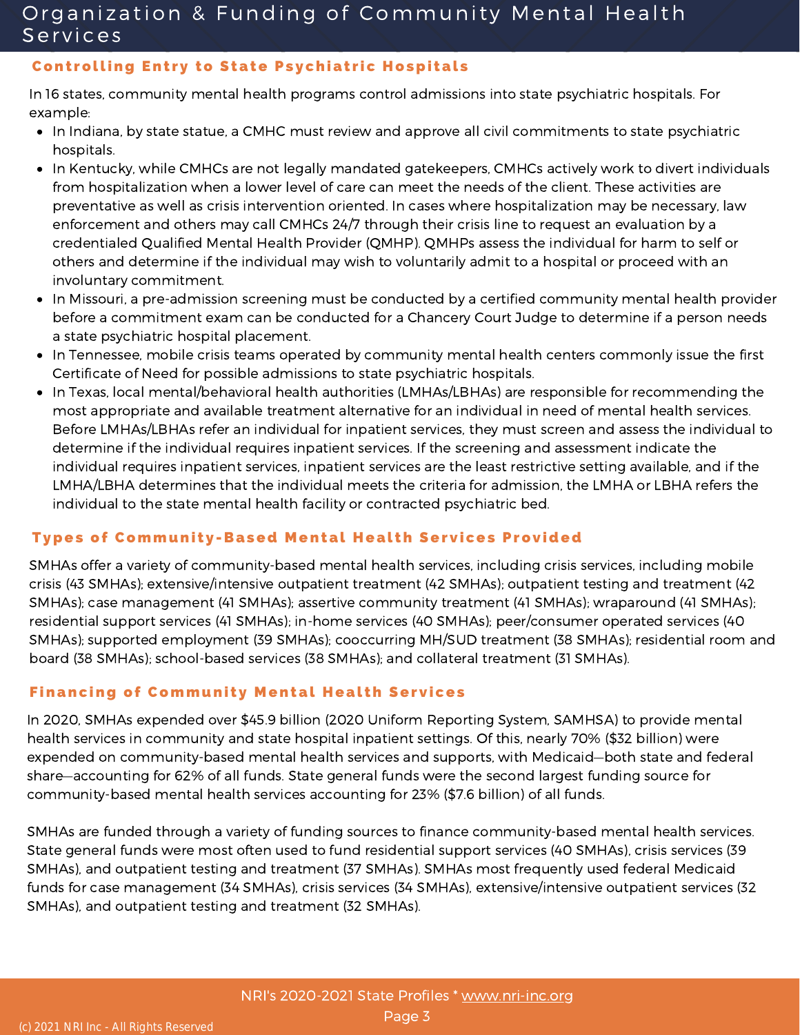## Controlling Entry to State Psychiatric Hospitals

In 16 states, community mental health programs control admissions into state psychiatric hospitals. For example:

- In Indiana, by state statue, a CMHC must review and approve all civil commitments to state psychiatric hospitals.
- In Kentucky, while CMHCs are not legally mandated gatekeepers, CMHCs actively work to divert individuals from hospitalization when a lower level of care can meet the needs of the client. These activities are preventative as well as crisis intervention oriented. In cases where hospitalization may be necessary, law enforcement and others may call CMHCs 24/7 through their crisis line to request an evaluation by a credentialed Qualified Mental Health Provider (QMHP). QMHPs assess the individual for harm to self or others and determine if the individual may wish to voluntarily admit to a hospital or proceed with an involuntary commitment.
- In Missouri, a pre-admission screening must be conducted by a certified community mental health provider before a commitment exam can be conducted for a Chancery Court Judge to determine if a person needs a state psychiatric hospital placement.
- In Tennessee, mobile crisis teams operated by community mental health centers commonly issue the first Certificate of Need for possible admissions to state psychiatric hospitals.
- In Texas, local mental/behavioral health authorities (LMHAs/LBHAs) are responsible for recommending the most appropriate and available treatment alternative for an individual in need of mental health services. Before LMHAs/LBHAs refer an individual for inpatient services, they must screen and assess the individual to determine if the individual requires inpatient services. If the screening and assessment indicate the individual requires inpatient services, inpatient services are the least restrictive setting available, and if the LMHA/LBHA determines that the individual meets the criteria for admission, the LMHA or LBHA refers the individual to the state mental health facility or contracted psychiatric bed.

## Types of Community-Based Mental Health Services Provided

SMHAs offer a variety of community-based mental health services, including crisis services, including mobile crisis (43 SMHAs); extensive/intensive outpatient treatment (42 SMHAs); outpatient testing and treatment (42 SMHAs); case management (41 SMHAs); assertive community treatment (41 SMHAs); wraparound (41 SMHAs); residential support services (41 SMHAs); in-home services (40 SMHAs); peer/consumer operated services (40 SMHAs); supported employment (39 SMHAs); cooccurring MH/SUD treatment (38 SMHAs); residential room and board (38 SMHAs); school-based services (38 SMHAs); and collateral treatment (31 SMHAs).

## Financing of Community Mental Health Services

In 2020, SMHAs expended over $45.9 billion (2020 Uniform Reporting System, SAMHSA) to provide mental health services in community and state hospital inpatient settings. Of this, nearly 70% ($32 billion) were expended on community-based mental health services and supports, with Medicaid—both state and federal share—accounting for 62% of all funds. State general funds were the second largest funding source for community-based mental health services accounting for 23% ($7.6 billion) of all funds.

SMHAs are funded through a variety of funding sources to finance community-based mental health services. State general funds were most often used to fund residential support services (40 SMHAs), crisis services (39 SMHAs), and outpatient testing and treatment (37 SMHAs). SMHAs most frequently used federal Medicaid funds for case management (34 SMHAs), crisis services (34 SMHAs), extensive/intensive outpatient services (32 SMHAs), and outpatient testing and treatment (32 SMHAs).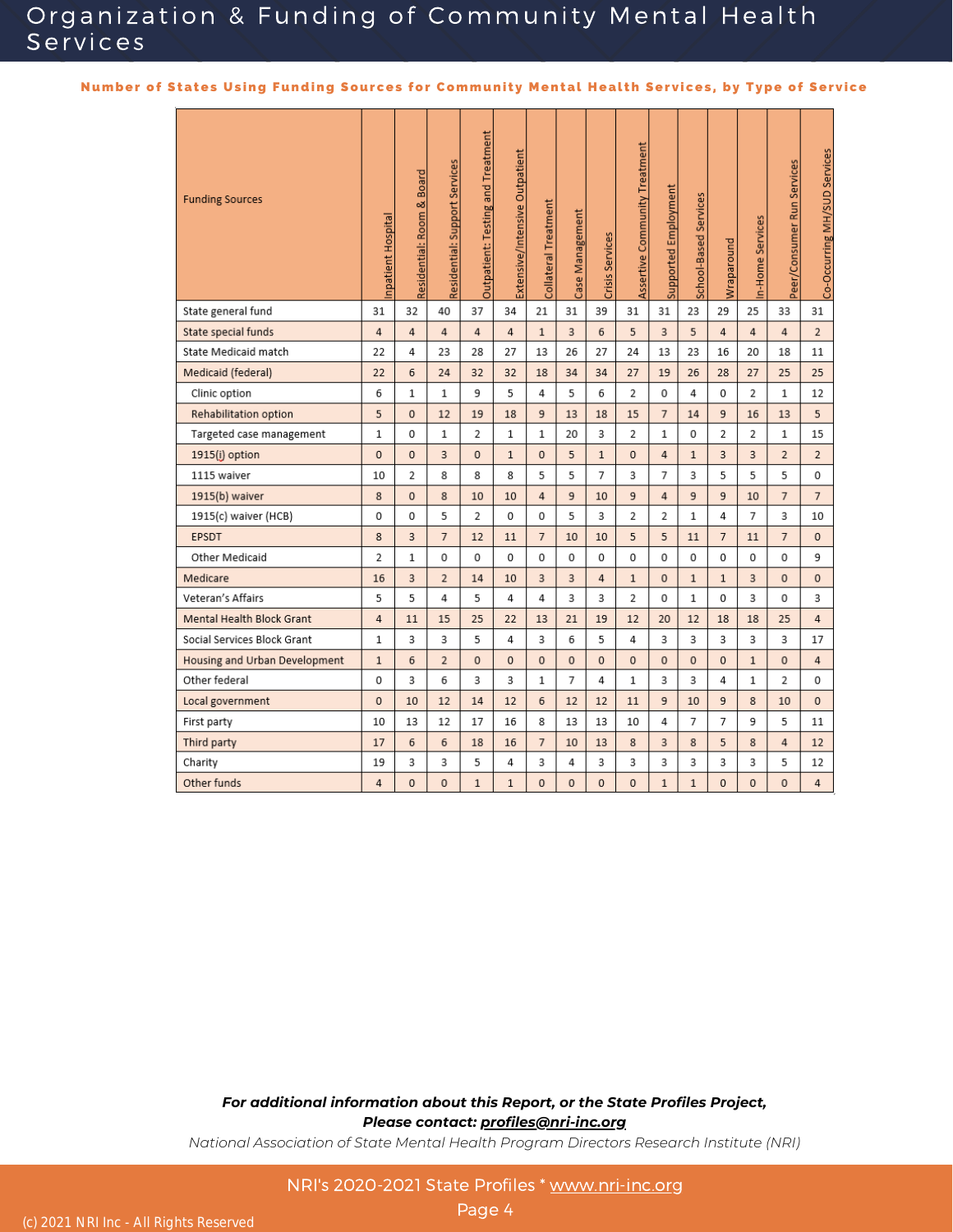# Organization & Funding of Community Mental Health Services

**Number of States Using Funding Sources for Community Mental Health Services, by Type of Service**

| Funding Sources | Inpatient Hospital | Residential: Room & Board | Residential: Support Services | Outpatient: Testing and Treatment | Extensive/Intensive Outpatient | Collateral Treatment | Case Management | Crisis Services | Assertive Community Treatment | Supported Employment | School-Based Services | Wraparound | In-Home Services | Peer/Consumer Run Services | Co-Occurring MH/SUD Services |
|---|---|---|---|---|---|---|---|---|---|---|---|---|---|---|---|
| State general fund | 31 | 32 | 40 | 37 | 34 | 21 | 31 | 39 | 31 | 31 | 23 | 29 | 25 | 33 | 31 |
| State special funds | 4 | 4 | 4 | 4 | 4 | 1 | 3 | 6 | 5 | 3 | 5 | 4 | 4 | 4 | 2 |
| State Medicaid match | 22 | 4 | 23 | 28 | 27 | 13 | 26 | 27 | 24 | 13 | 23 | 16 | 20 | 18 | 11 |
| Medicaid (federal) | 22 | 6 | 24 | 32 | 32 | 18 | 34 | 34 | 27 | 19 | 26 | 28 | 27 | 25 | 25 |
| Clinic option | 6 | 1 | 1 | 9 | 5 | 4 | 5 | 6 | 2 | 0 | 4 | 0 | 2 | 1 | 12 |
| Rehabilitation option | 5 | 0 | 12 | 19 | 18 | 9 | 13 | 18 | 15 | 7 | 14 | 9 | 16 | 13 | 5 |
| Targeted case management | 1 | 0 | 1 | 2 | 1 | 1 | 20 | 3 | 2 | 1 | 0 | 2 | 2 | 1 | 15 |
| 1915(i) option | 0 | 0 | 3 | 0 | 1 | 0 | 5 | 1 | 0 | 4 | 1 | 3 | 3 | 2 | 2 |
| 1115 waiver | 10 | 2 | 8 | 8 | 8 | 5 | 5 | 7 | 3 | 7 | 3 | 5 | 5 | 5 | 0 |
| 1915(b) waiver | 8 | 0 | 8 | 10 | 10 | 4 | 9 | 10 | 9 | 4 | 9 | 9 | 10 | 7 | 7 |
| 1915(c) waiver (HCB) | 0 | 0 | 5 | 2 | 0 | 0 | 5 | 3 | 2 | 2 | 1 | 4 | 7 | 3 | 10 |
| EPSDT | 8 | 3 | 7 | 12 | 11 | 7 | 10 | 10 | 5 | 5 | 11 | 7 | 11 | 7 | 0 |
| Other Medicaid | 2 | 1 | 0 | 0 | 0 | 0 | 0 | 0 | 0 | 0 | 0 | 0 | 0 | 0 | 9 |
| Medicare | 16 | 3 | 2 | 14 | 10 | 3 | 3 | 4 | 1 | 0 | 1 | 1 | 3 | 0 | 0 |
| Veteran's Affairs | 5 | 5 | 4 | 5 | 4 | 4 | 3 | 3 | 2 | 0 | 1 | 0 | 3 | 0 | 3 |
| Mental Health Block Grant | 4 | 11 | 15 | 25 | 22 | 13 | 21 | 19 | 12 | 20 | 12 | 18 | 18 | 25 | 4 |
| Social Services Block Grant | 1 | 3 | 3 | 5 | 4 | 3 | 6 | 5 | 4 | 3 | 3 | 3 | 3 | 3 | 17 |
| Housing and Urban Development | 1 | 6 | 2 | 0 | 0 | 0 | 0 | 0 | 0 | 0 | 0 | 0 | 1 | 0 | 4 |
| Other federal | 0 | 3 | 6 | 3 | 3 | 1 | 7 | 4 | 1 | 3 | 3 | 4 | 1 | 2 | 0 |
| Local government | 0 | 10 | 12 | 14 | 12 | 6 | 12 | 12 | 11 | 9 | 10 | 9 | 8 | 10 | 0 |
| First party | 10 | 13 | 12 | 17 | 16 | 8 | 13 | 13 | 10 | 4 | 7 | 7 | 9 | 5 | 11 |
| Third party | 17 | 6 | 6 | 18 | 16 | 7 | 10 | 13 | 8 | 3 | 8 | 5 | 8 | 4 | 12 |
| Charity | 19 | 3 | 3 | 5 | 4 | 3 | 4 | 3 | 3 | 3 | 3 | 3 | 3 | 5 | 12 |
| Other funds | 4 | 0 | 0 | 1 | 1 | 0 | 0 | 0 | 0 | 1 | 1 | 0 | 0 | 0 | 4 |

***For additional information about this Report, or the State Profiles Project, Please contact: profiles@nri-inc.org***

*National Association of State Mental Health Program Directors Research Institute (NRI)*

NRI's 2020-2021 State Profiles * www.nri-inc.org

(c) 2021 NRI Inc - All Rights Reserved